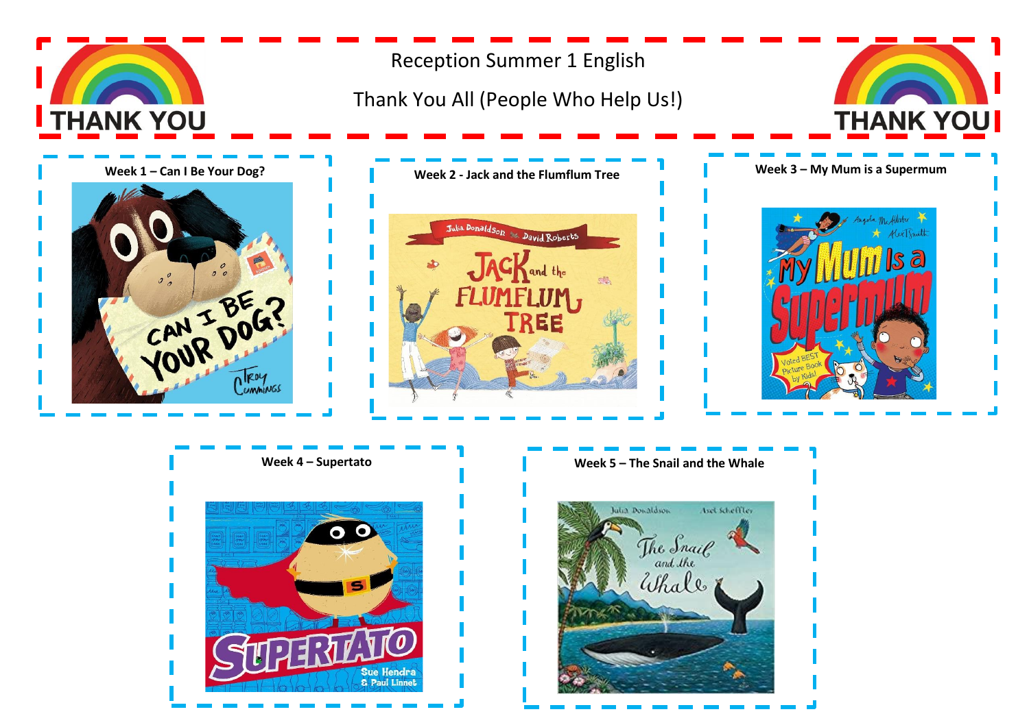# Reception Summer 1 English

## Thank You All (People Who Help Us!)

**Week 1 – Can I Be Your Dog?**

**Week 2 - Jack and the Flumflum Tree**

**Week 3 – My Mum is a Supermum**

**Week 4 – Supertato**

**Week 5 – The Snail and the Whale**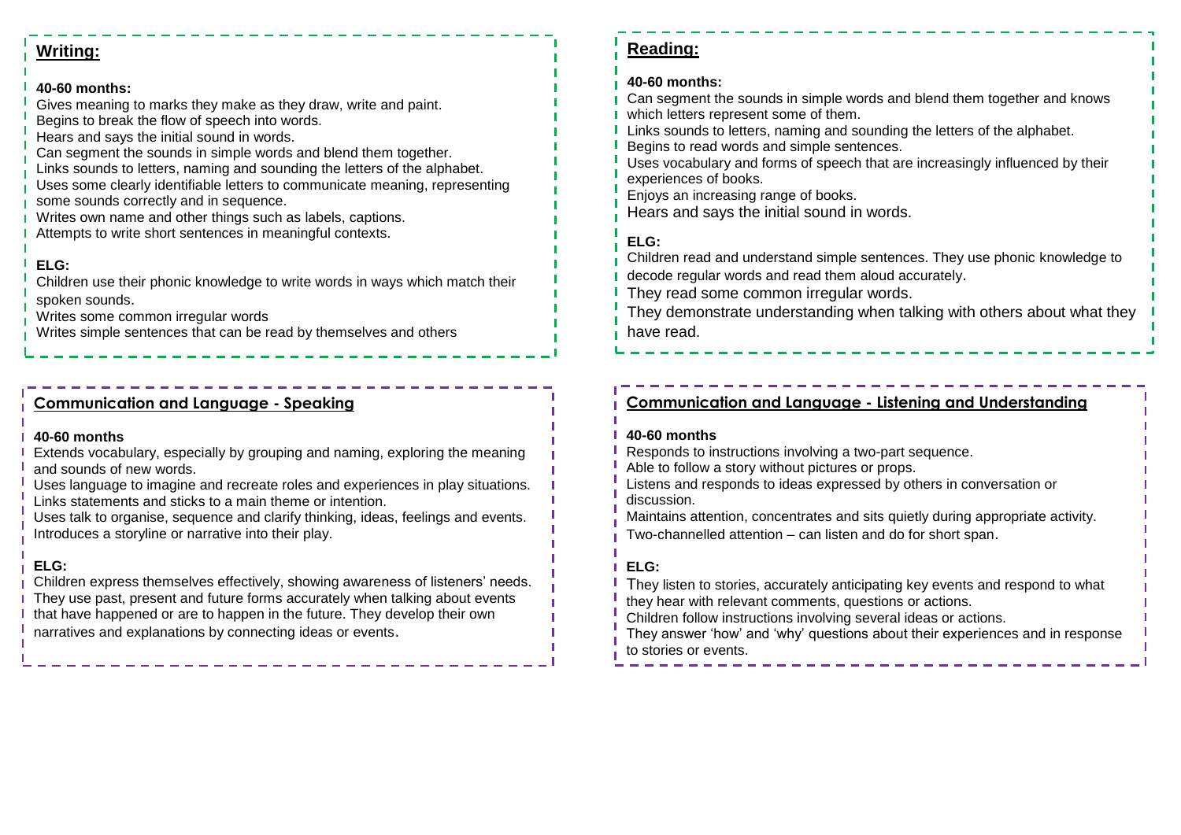## Writing:

**40-60 months:**

Gives meaning to marks they make as they draw, write and paint.
Begins to break the flow of speech into words.
Hears and says the initial sound in words.
Can segment the sounds in simple words and blend them together.
Links sounds to letters, naming and sounding the letters of the alphabet.
Uses some clearly identifiable letters to communicate meaning, representing some sounds correctly and in sequence.
Writes own name and other things such as labels, captions.
Attempts to write short sentences in meaningful contexts.

**ELG:**

Children use their phonic knowledge to write words in ways which match their spoken sounds.
Writes some common irregular words
Writes simple sentences that can be read by themselves and others

## Reading:

**40-60 months:**

Can segment the sounds in simple words and blend them together and knows which letters represent some of them.
Links sounds to letters, naming and sounding the letters of the alphabet.
Begins to read words and simple sentences.
Uses vocabulary and forms of speech that are increasingly influenced by their experiences of books.
Enjoys an increasing range of books.
Hears and says the initial sound in words.

**ELG:**

Children read and understand simple sentences. They use phonic knowledge to decode regular words and read them aloud accurately.
They read some common irregular words.
They demonstrate understanding when talking with others about what they have read.

## Communication and Language - Speaking

**40-60 months**

Extends vocabulary, especially by grouping and naming, exploring the meaning and sounds of new words.
Uses language to imagine and recreate roles and experiences in play situations.
Links statements and sticks to a main theme or intention.
Uses talk to organise, sequence and clarify thinking, ideas, feelings and events.
Introduces a storyline or narrative into their play.

**ELG:**

Children express themselves effectively, showing awareness of listeners' needs. They use past, present and future forms accurately when talking about events that have happened or are to happen in the future. They develop their own narratives and explanations by connecting ideas or events.

## Communication and Language - Listening and Understanding

**40-60 months**

Responds to instructions involving a two-part sequence.
Able to follow a story without pictures or props.
Listens and responds to ideas expressed by others in conversation or discussion.
Maintains attention, concentrates and sits quietly during appropriate activity.
Two-channelled attention – can listen and do for short span.

**ELG:**

They listen to stories, accurately anticipating key events and respond to what they hear with relevant comments, questions or actions.
Children follow instructions involving several ideas or actions.
They answer 'how' and 'why' questions about their experiences and in response to stories or events.